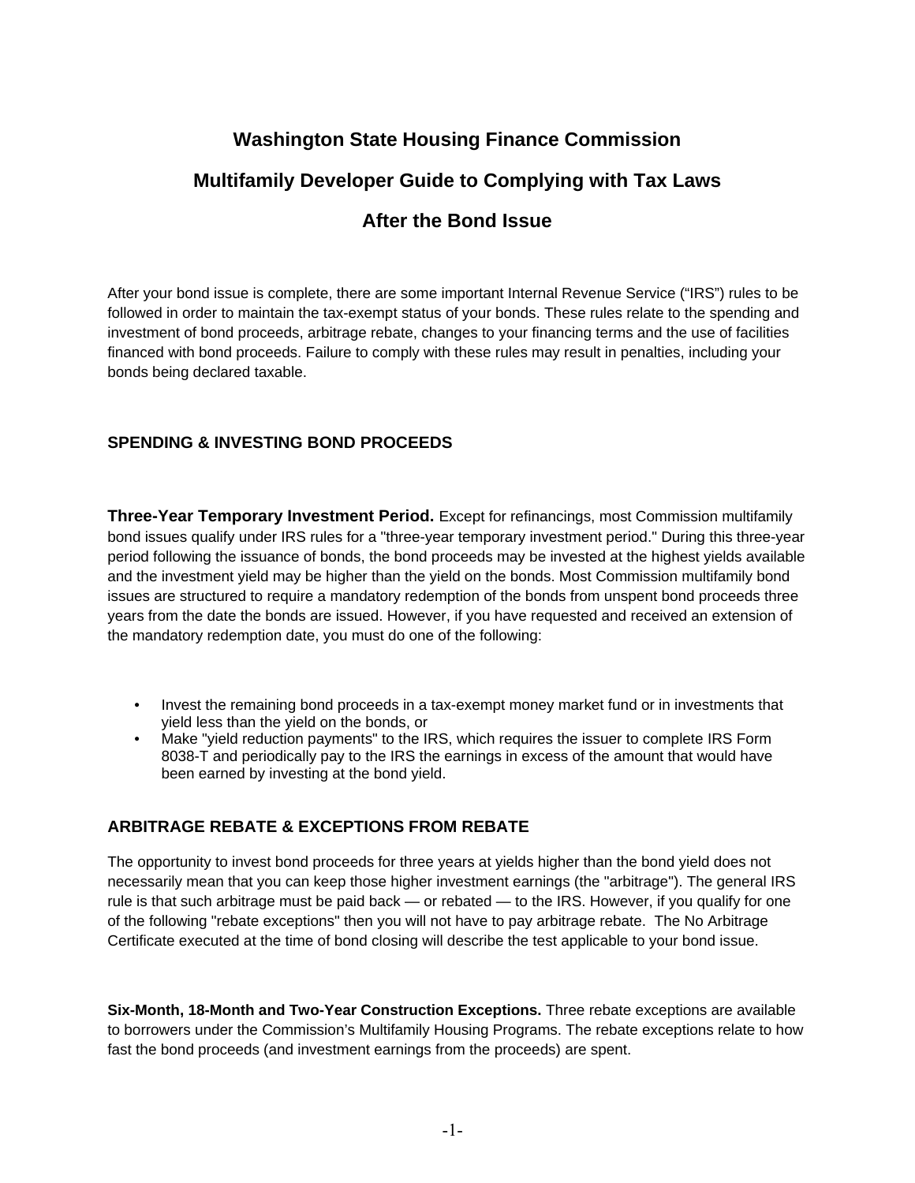# Washington State Housing Finance Commission

# Multifamily Developer Guide to Complying with Tax Laws

# After the Bond Issue

After your bond issue is complete, there are some important Internal Revenue Service ("IRS") rules to be followed in order to maintain the tax-exempt status of your bonds. These rules relate to the spending and investment of bond proceeds, arbitrage rebate, changes to your financing terms and the use of facilities financed with bond proceeds. Failure to comply with these rules may result in penalties, including your bonds being declared taxable.

## SPENDING & INVESTING BOND PROCEEDS

**Three-Year Temporary Investment Period.** Except for refinancings, most Commission multifamily bond issues qualify under IRS rules for a "three-year temporary investment period." During this three-year period following the issuance of bonds, the bond proceeds may be invested at the highest yields available and the investment yield may be higher than the yield on the bonds. Most Commission multifamily bond issues are structured to require a mandatory redemption of the bonds from unspent bond proceeds three years from the date the bonds are issued. However, if you have requested and received an extension of the mandatory redemption date, you must do one of the following:

- Invest the remaining bond proceeds in a tax-exempt money market fund or in investments that yield less than the yield on the bonds, or
- Make "yield reduction payments" to the IRS, which requires the issuer to complete IRS Form 8038-T and periodically pay to the IRS the earnings in excess of the amount that would have been earned by investing at the bond yield.

## ARBITRAGE REBATE & EXCEPTIONS FROM REBATE

The opportunity to invest bond proceeds for three years at yields higher than the bond yield does not necessarily mean that you can keep those higher investment earnings (the "arbitrage"). The general IRS rule is that such arbitrage must be paid back — or rebated — to the IRS. However, if you qualify for one of the following "rebate exceptions" then you will not have to pay arbitrage rebate. The No Arbitrage Certificate executed at the time of bond closing will describe the test applicable to your bond issue.

**Six-Month, 18-Month and Two-Year Construction Exceptions.** Three rebate exceptions are available to borrowers under the Commission's Multifamily Housing Programs. The rebate exceptions relate to how fast the bond proceeds (and investment earnings from the proceeds) are spent.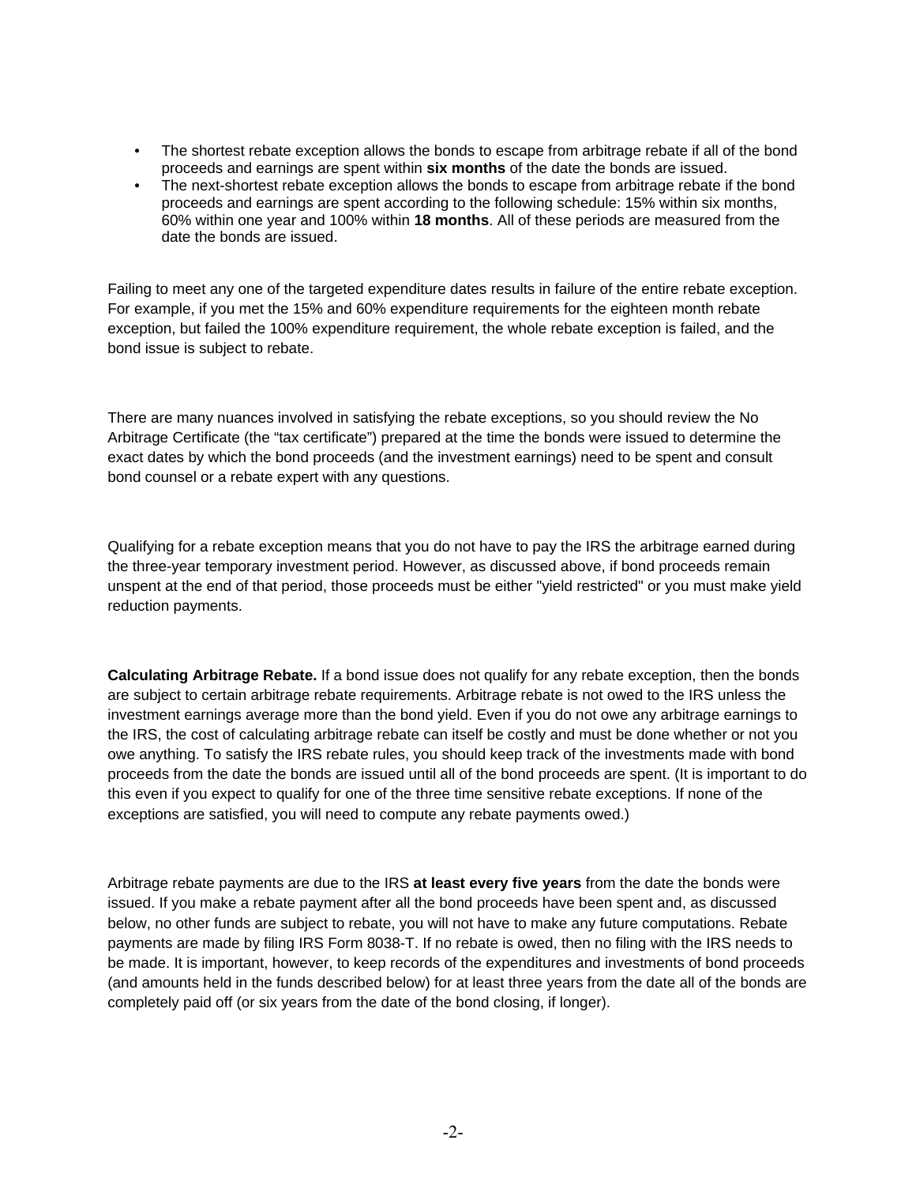- The shortest rebate exception allows the bonds to escape from arbitrage rebate if all of the bond proceeds and earnings are spent within **six months** of the date the bonds are issued.
- The next-shortest rebate exception allows the bonds to escape from arbitrage rebate if the bond proceeds and earnings are spent according to the following schedule: 15% within six months, 60% within one year and 100% within **18 months**. All of these periods are measured from the date the bonds are issued.

Failing to meet any one of the targeted expenditure dates results in failure of the entire rebate exception. For example, if you met the 15% and 60% expenditure requirements for the eighteen month rebate exception, but failed the 100% expenditure requirement, the whole rebate exception is failed, and the bond issue is subject to rebate.

There are many nuances involved in satisfying the rebate exceptions, so you should review the No Arbitrage Certificate (the "tax certificate") prepared at the time the bonds were issued to determine the exact dates by which the bond proceeds (and the investment earnings) need to be spent and consult bond counsel or a rebate expert with any questions.

Qualifying for a rebate exception means that you do not have to pay the IRS the arbitrage earned during the three-year temporary investment period. However, as discussed above, if bond proceeds remain unspent at the end of that period, those proceeds must be either "yield restricted" or you must make yield reduction payments.

**Calculating Arbitrage Rebate.** If a bond issue does not qualify for any rebate exception, then the bonds are subject to certain arbitrage rebate requirements. Arbitrage rebate is not owed to the IRS unless the investment earnings average more than the bond yield. Even if you do not owe any arbitrage earnings to the IRS, the cost of calculating arbitrage rebate can itself be costly and must be done whether or not you owe anything. To satisfy the IRS rebate rules, you should keep track of the investments made with bond proceeds from the date the bonds are issued until all of the bond proceeds are spent. (It is important to do this even if you expect to qualify for one of the three time sensitive rebate exceptions. If none of the exceptions are satisfied, you will need to compute any rebate payments owed.)

Arbitrage rebate payments are due to the IRS **at least every five years** from the date the bonds were issued. If you make a rebate payment after all the bond proceeds have been spent and, as discussed below, no other funds are subject to rebate, you will not have to make any future computations. Rebate payments are made by filing IRS Form 8038-T. If no rebate is owed, then no filing with the IRS needs to be made. It is important, however, to keep records of the expenditures and investments of bond proceeds (and amounts held in the funds described below) for at least three years from the date all of the bonds are completely paid off (or six years from the date of the bond closing, if longer).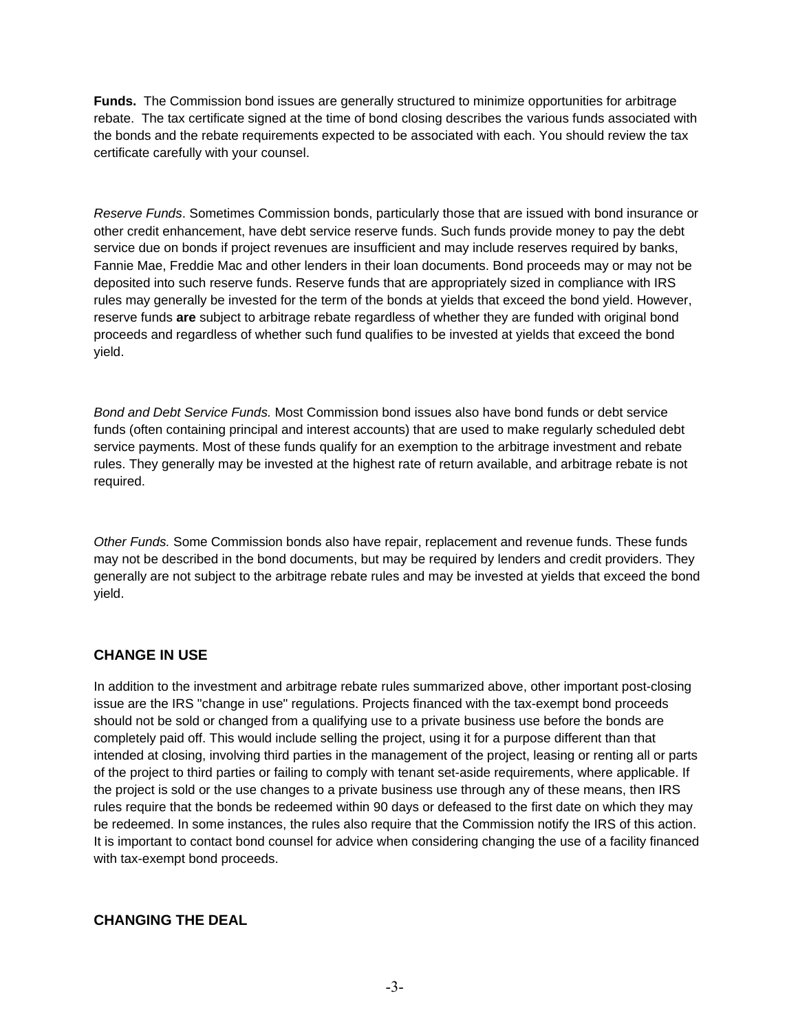**Funds.** The Commission bond issues are generally structured to minimize opportunities for arbitrage rebate. The tax certificate signed at the time of bond closing describes the various funds associated with the bonds and the rebate requirements expected to be associated with each. You should review the tax certificate carefully with your counsel.

*Reserve Funds*. Sometimes Commission bonds, particularly those that are issued with bond insurance or other credit enhancement, have debt service reserve funds. Such funds provide money to pay the debt service due on bonds if project revenues are insufficient and may include reserves required by banks, Fannie Mae, Freddie Mac and other lenders in their loan documents. Bond proceeds may or may not be deposited into such reserve funds. Reserve funds that are appropriately sized in compliance with IRS rules may generally be invested for the term of the bonds at yields that exceed the bond yield. However, reserve funds **are** subject to arbitrage rebate regardless of whether they are funded with original bond proceeds and regardless of whether such fund qualifies to be invested at yields that exceed the bond yield.

*Bond and Debt Service Funds.* Most Commission bond issues also have bond funds or debt service funds (often containing principal and interest accounts) that are used to make regularly scheduled debt service payments. Most of these funds qualify for an exemption to the arbitrage investment and rebate rules. They generally may be invested at the highest rate of return available, and arbitrage rebate is not required.

*Other Funds.* Some Commission bonds also have repair, replacement and revenue funds. These funds may not be described in the bond documents, but may be required by lenders and credit providers. They generally are not subject to the arbitrage rebate rules and may be invested at yields that exceed the bond yield.

## CHANGE IN USE

In addition to the investment and arbitrage rebate rules summarized above, other important post-closing issue are the IRS "change in use" regulations. Projects financed with the tax-exempt bond proceeds should not be sold or changed from a qualifying use to a private business use before the bonds are completely paid off. This would include selling the project, using it for a purpose different than that intended at closing, involving third parties in the management of the project, leasing or renting all or parts of the project to third parties or failing to comply with tenant set-aside requirements, where applicable. If the project is sold or the use changes to a private business use through any of these means, then IRS rules require that the bonds be redeemed within 90 days or defeased to the first date on which they may be redeemed. In some instances, the rules also require that the Commission notify the IRS of this action. It is important to contact bond counsel for advice when considering changing the use of a facility financed with tax-exempt bond proceeds.

## CHANGING THE DEAL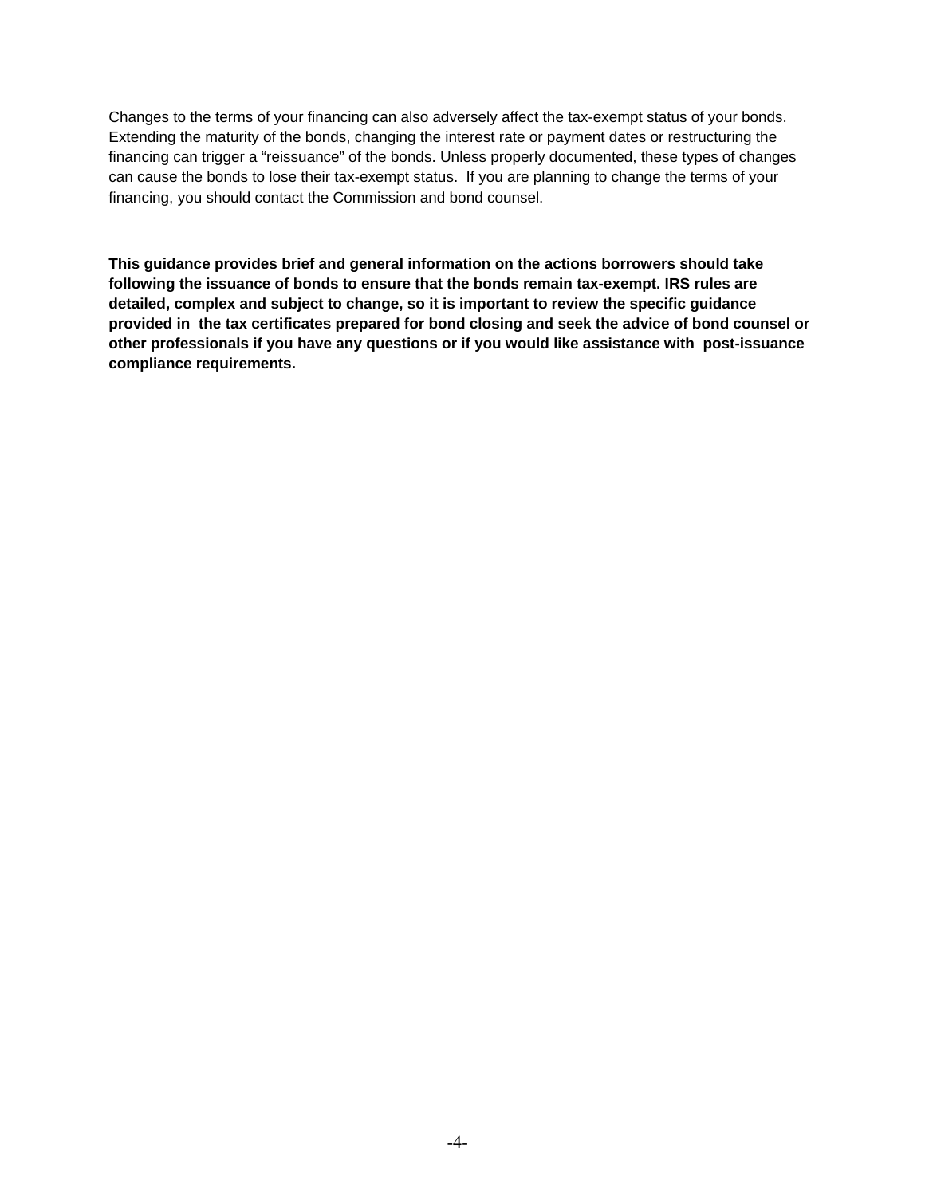Changes to the terms of your financing can also adversely affect the tax-exempt status of your bonds. Extending the maturity of the bonds, changing the interest rate or payment dates or restructuring the financing can trigger a "reissuance" of the bonds. Unless properly documented, these types of changes can cause the bonds to lose their tax-exempt status. If you are planning to change the terms of your financing, you should contact the Commission and bond counsel.

**This guidance provides brief and general information on the actions borrowers should take following the issuance of bonds to ensure that the bonds remain tax-exempt. IRS rules are detailed, complex and subject to change, so it is important to review the specific guidance provided in the tax certificates prepared for bond closing and seek the advice of bond counsel or other professionals if you have any questions or if you would like assistance with post-issuance compliance requirements.**